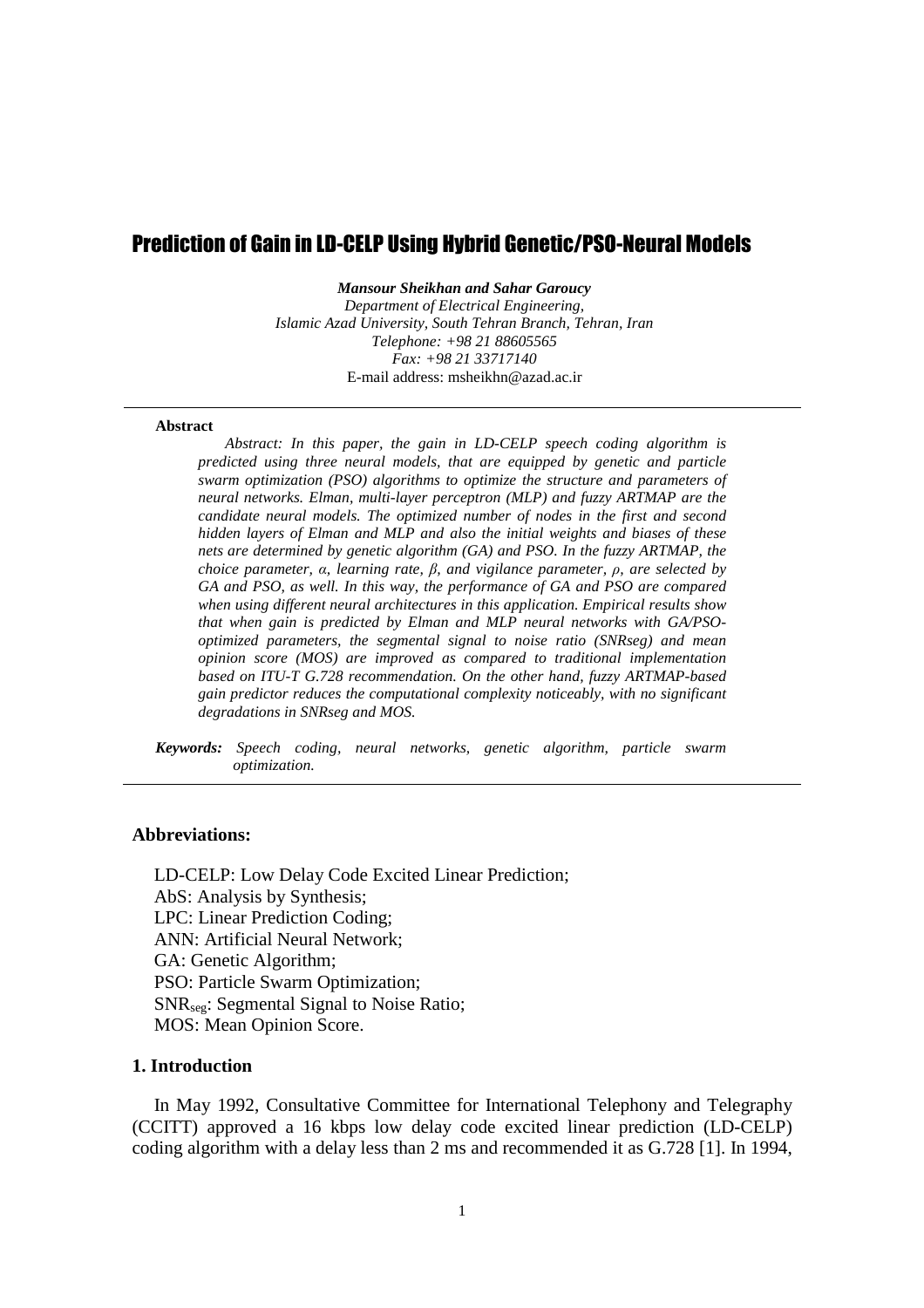# Prediction of Gain in LD-CELP Using Hybrid Genetic/PSO-Neural Models

***Mansour Sheikhan and Sahar Garoucy***

*Department of Electrical Engineering,*
*Islamic Azad University, South Tehran Branch, Tehran, Iran*
*Telephone: +98 21 88605565*
*Fax: +98 21 33717140*
E-mail address: msheikhn@azad.ac.ir

---

**Abstract**

*Abstract: In this paper, the gain in LD-CELP speech coding algorithm is predicted using three neural models, that are equipped by genetic and particle swarm optimization (PSO) algorithms to optimize the structure and parameters of neural networks. Elman, multi-layer perceptron (MLP) and fuzzy ARTMAP are the candidate neural models. The optimized number of nodes in the first and second hidden layers of Elman and MLP and also the initial weights and biases of these nets are determined by genetic algorithm (GA) and PSO. In the fuzzy ARTMAP, the choice parameter, α, learning rate, β, and vigilance parameter, ρ, are selected by GA and PSO, as well. In this way, the performance of GA and PSO are compared when using different neural architectures in this application. Empirical results show that when gain is predicted by Elman and MLP neural networks with GA/PSO-optimized parameters, the segmental signal to noise ratio (SNRseg) and mean opinion score (MOS) are improved as compared to traditional implementation based on ITU-T G.728 recommendation. On the other hand, fuzzy ARTMAP-based gain predictor reduces the computational complexity noticeably, with no significant degradations in SNRseg and MOS.*

***Keywords:*** *Speech coding, neural networks, genetic algorithm, particle swarm optimization.*

---

### Abbreviations:

LD-CELP: Low Delay Code Excited Linear Prediction;
AbS: Analysis by Synthesis;
LPC: Linear Prediction Coding;
ANN: Artificial Neural Network;
GA: Genetic Algorithm;
PSO: Particle Swarm Optimization;
$SNR_{seg}$: Segmental Signal to Noise Ratio;
MOS: Mean Opinion Score.

## 1. Introduction

In May 1992, Consultative Committee for International Telephony and Telegraphy (CCITT) approved a 16 kbps low delay code excited linear prediction (LD-CELP) coding algorithm with a delay less than 2 ms and recommended it as G.728 [1]. In 1994,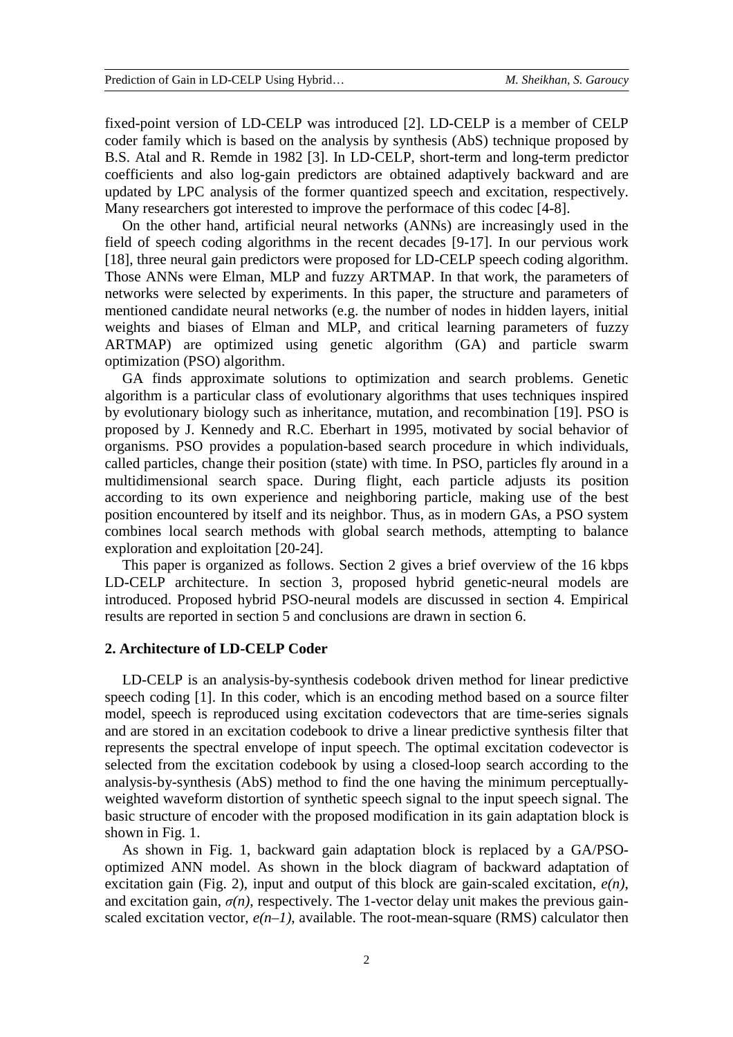fixed-point version of LD-CELP was introduced [2]. LD-CELP is a member of CELP coder family which is based on the analysis by synthesis (AbS) technique proposed by B.S. Atal and R. Remde in 1982 [3]. In LD-CELP, short-term and long-term predictor coefficients and also log-gain predictors are obtained adaptively backward and are updated by LPC analysis of the former quantized speech and excitation, respectively. Many researchers got interested to improve the performace of this codec [4-8].

On the other hand, artificial neural networks (ANNs) are increasingly used in the field of speech coding algorithms in the recent decades [9-17]. In our pervious work [18], three neural gain predictors were proposed for LD-CELP speech coding algorithm. Those ANNs were Elman, MLP and fuzzy ARTMAP. In that work, the parameters of networks were selected by experiments. In this paper, the structure and parameters of mentioned candidate neural networks (e.g. the number of nodes in hidden layers, initial weights and biases of Elman and MLP, and critical learning parameters of fuzzy ARTMAP) are optimized using genetic algorithm (GA) and particle swarm optimization (PSO) algorithm.

GA finds approximate solutions to optimization and search problems. Genetic algorithm is a particular class of evolutionary algorithms that uses techniques inspired by evolutionary biology such as inheritance, mutation, and recombination [19]. PSO is proposed by J. Kennedy and R.C. Eberhart in 1995, motivated by social behavior of organisms. PSO provides a population-based search procedure in which individuals, called particles, change their position (state) with time. In PSO, particles fly around in a multidimensional search space. During flight, each particle adjusts its position according to its own experience and neighboring particle, making use of the best position encountered by itself and its neighbor. Thus, as in modern GAs, a PSO system combines local search methods with global search methods, attempting to balance exploration and exploitation [20-24].

This paper is organized as follows. Section 2 gives a brief overview of the 16 kbps LD-CELP architecture. In section 3, proposed hybrid genetic-neural models are introduced. Proposed hybrid PSO-neural models are discussed in section 4. Empirical results are reported in section 5 and conclusions are drawn in section 6.

## 2. Architecture of LD-CELP Coder

LD-CELP is an analysis-by-synthesis codebook driven method for linear predictive speech coding [1]. In this coder, which is an encoding method based on a source filter model, speech is reproduced using excitation codevectors that are time-series signals and are stored in an excitation codebook to drive a linear predictive synthesis filter that represents the spectral envelope of input speech. The optimal excitation codevector is selected from the excitation codebook by using a closed-loop search according to the analysis-by-synthesis (AbS) method to find the one having the minimum perceptually-weighted waveform distortion of synthetic speech signal to the input speech signal. The basic structure of encoder with the proposed modification in its gain adaptation block is shown in Fig. 1.

As shown in Fig. 1, backward gain adaptation block is replaced by a GA/PSO-optimized ANN model. As shown in the block diagram of backward adaptation of excitation gain (Fig. 2), input and output of this block are gain-scaled excitation, $e(n)$, and excitation gain, $\sigma(n)$, respectively. The 1-vector delay unit makes the previous gain-scaled excitation vector, $e(n-1)$, available. The root-mean-square (RMS) calculator then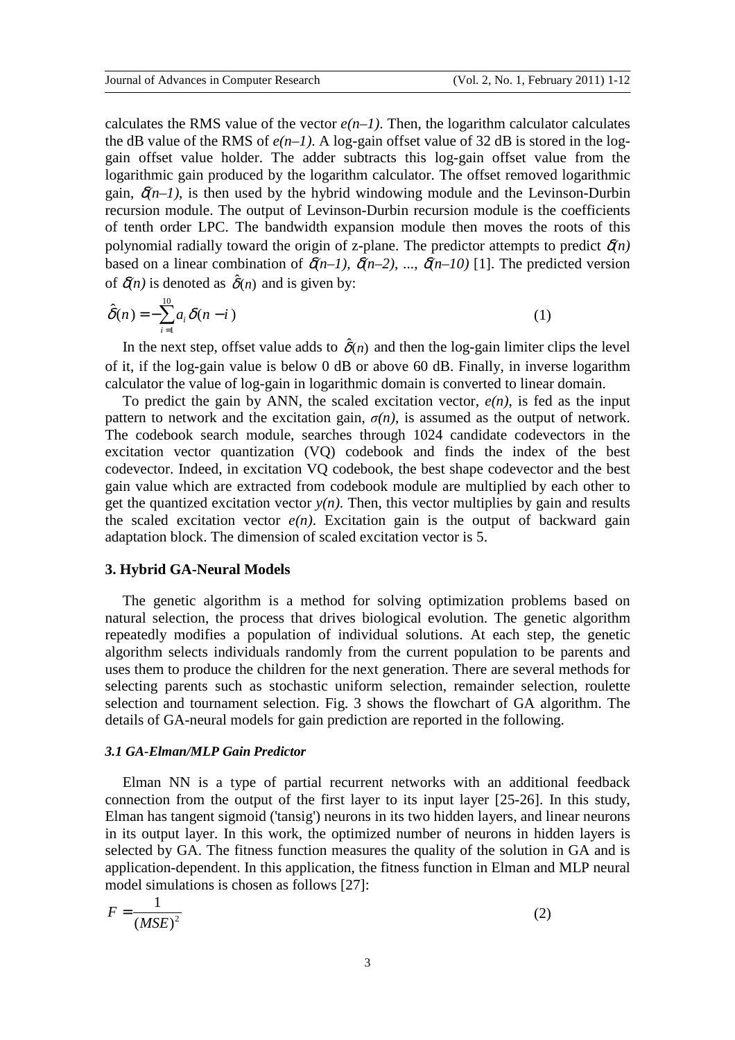calculates the RMS value of the vector $e(n–1)$. Then, the logarithm calculator calculates the dB value of the RMS of $e(n–1)$. A log-gain offset value of 32 dB is stored in the log-gain offset value holder. The adder subtracts this log-gain offset value from the logarithmic gain produced by the logarithm calculator. The offset removed logarithmic gain, $\delta(n–1)$, is then used by the hybrid windowing module and the Levinson-Durbin recursion module. The output of Levinson-Durbin recursion module is the coefficients of tenth order LPC. The bandwidth expansion module then moves the roots of this polynomial radially toward the origin of z-plane. The predictor attempts to predict $\delta(n)$ based on a linear combination of $\delta(n–1)$, $\delta(n–2)$, ..., $\delta(n–10)$ [1]. The predicted version of $\delta(n)$ is denoted as $\hat{\delta}(n)$ and is given by:

$$\hat{\delta}(n) = -\sum_{i=1}^{10} a_i \delta(n-i) \tag{1}$$

In the next step, offset value adds to $\hat{\delta}(n)$ and then the log-gain limiter clips the level of it, if the log-gain value is below 0 dB or above 60 dB. Finally, in inverse logarithm calculator the value of log-gain in logarithmic domain is converted to linear domain.

To predict the gain by ANN, the scaled excitation vector, $e(n)$, is fed as the input pattern to network and the excitation gain, $\sigma(n)$, is assumed as the output of network. The codebook search module, searches through 1024 candidate codevectors in the excitation vector quantization (VQ) codebook and finds the index of the best codevector. Indeed, in excitation VQ codebook, the best shape codevector and the best gain value which are extracted from codebook module are multiplied by each other to get the quantized excitation vector $y(n)$. Then, this vector multiplies by gain and results the scaled excitation vector $e(n)$. Excitation gain is the output of backward gain adaptation block. The dimension of scaled excitation vector is 5.

## 3. Hybrid GA-Neural Models

The genetic algorithm is a method for solving optimization problems based on natural selection, the process that drives biological evolution. The genetic algorithm repeatedly modifies a population of individual solutions. At each step, the genetic algorithm selects individuals randomly from the current population to be parents and uses them to produce the children for the next generation. There are several methods for selecting parents such as stochastic uniform selection, remainder selection, roulette selection and tournament selection. Fig. 3 shows the flowchart of GA algorithm. The details of GA-neural models for gain prediction are reported in the following.

### *3.1 GA-Elman/MLP Gain Predictor*

Elman NN is a type of partial recurrent networks with an additional feedback connection from the output of the first layer to its input layer [25-26]. In this study, Elman has tangent sigmoid ('tansig') neurons in its two hidden layers, and linear neurons in its output layer. In this work, the optimized number of neurons in hidden layers is selected by GA. The fitness function measures the quality of the solution in GA and is application-dependent. In this application, the fitness function in Elman and MLP neural model simulations is chosen as follows [27]:

$$F = \frac{1}{(MSE)^2} \tag{2}$$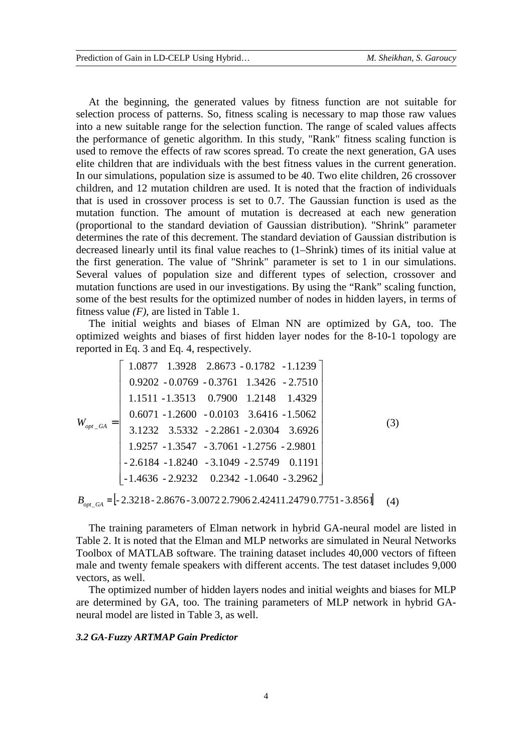At the beginning, the generated values by fitness function are not suitable for selection process of patterns. So, fitness scaling is necessary to map those raw values into a new suitable range for the selection function. The range of scaled values affects the performance of genetic algorithm. In this study, "Rank" fitness scaling function is used to remove the effects of raw scores spread. To create the next generation, GA uses elite children that are individuals with the best fitness values in the current generation. In our simulations, population size is assumed to be 40. Two elite children, 26 crossover children, and 12 mutation children are used. It is noted that the fraction of individuals that is used in crossover process is set to 0.7. The Gaussian function is used as the mutation function. The amount of mutation is decreased at each new generation (proportional to the standard deviation of Gaussian distribution). "Shrink" parameter determines the rate of this decrement. The standard deviation of Gaussian distribution is decreased linearly until its final value reaches to (1–Shrink) times of its initial value at the first generation. The value of "Shrink" parameter is set to 1 in our simulations. Several values of population size and different types of selection, crossover and mutation functions are used in our investigations. By using the "Rank" scaling function, some of the best results for the optimized number of nodes in hidden layers, in terms of fitness value *(F)*, are listed in Table 1.

The initial weights and biases of Elman NN are optimized by GA, too. The optimized weights and biases of first hidden layer nodes for the 8-10-1 topology are reported in Eq. 3 and Eq. 4, respectively.

$$W_{opt\_GA} = \begin{bmatrix} 1.0877 & 1.3928 & 2.8673 & -0.1782 & -1.1239 \\ 0.9202 & -0.0769 & -0.3761 & 1.3426 & -2.7510 \\ 1.1511 & -1.3513 & 0.7900 & 1.2148 & 1.4329 \\ 0.6071 & -1.2600 & -0.0103 & 3.6416 & -1.5062 \\ 3.1232 & 3.5332 & -2.2861 & -2.0304 & 3.6926 \\ 1.9257 & -1.3547 & -3.7061 & -1.2756 & -2.9801 \\ -2.6184 & -1.8240 & -3.1049 & -2.5749 & 0.1191 \\ -1.4636 & -2.9232 & 0.2342 & -1.0640 & -3.2962 \end{bmatrix} \tag{3}$$

$$B_{opt\_GA} = [-2.3218\ -2.8676\ -3.0072\ 2.7906\ 2.4241\ 1.2479\ 0.7751\ -3.8561] \tag{4}$$

The training parameters of Elman network in hybrid GA-neural model are listed in Table 2. It is noted that the Elman and MLP networks are simulated in Neural Networks Toolbox of MATLAB software. The training dataset includes 40,000 vectors of fifteen male and twenty female speakers with different accents. The test dataset includes 9,000 vectors, as well.

The optimized number of hidden layers nodes and initial weights and biases for MLP are determined by GA, too. The training parameters of MLP network in hybrid GA-neural model are listed in Table 3, as well.

### *3.2 GA-Fuzzy ARTMAP Gain Predictor*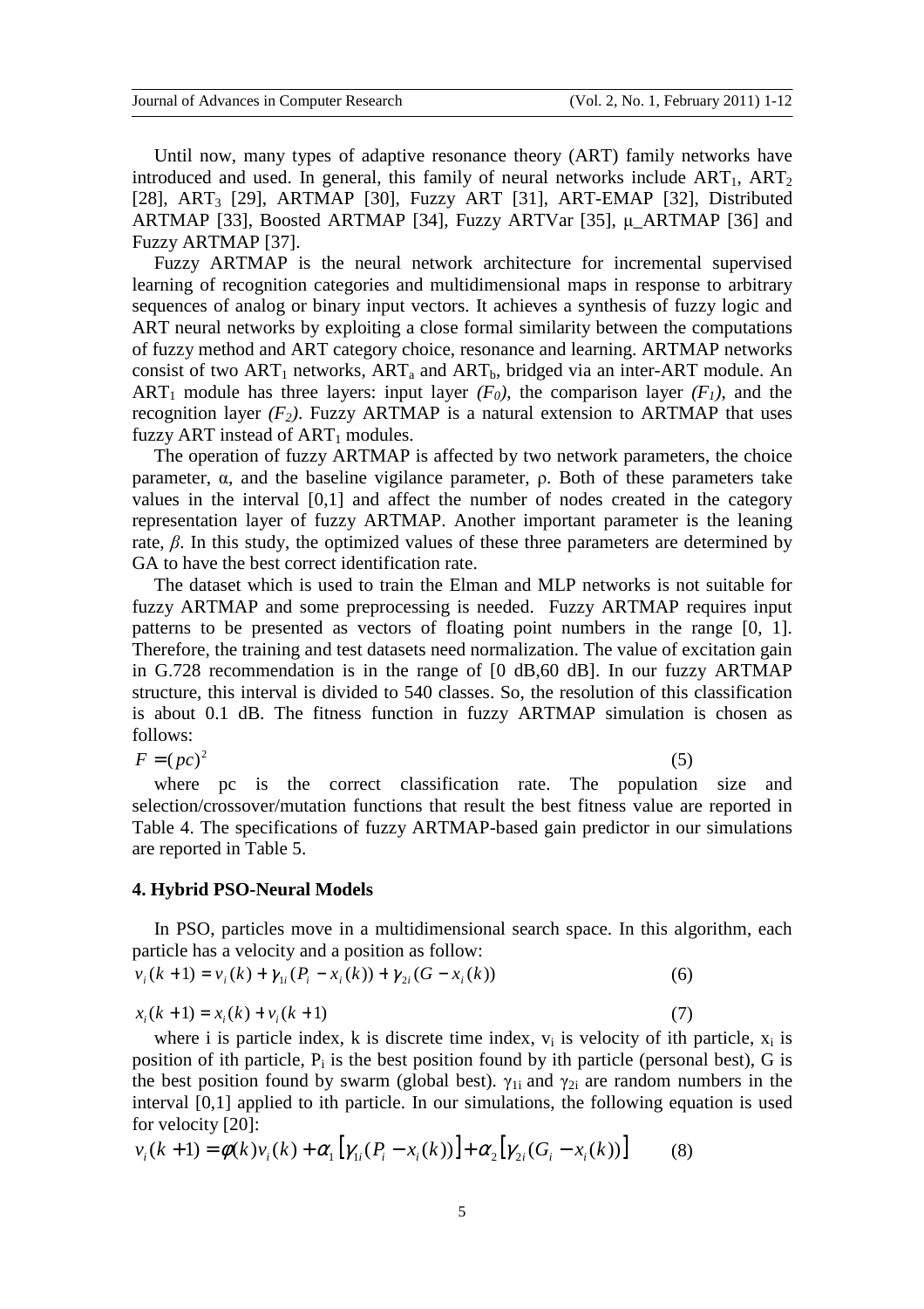Until now, many types of adaptive resonance theory (ART) family networks have introduced and used. In general, this family of neural networks include $ART_1$, $ART_2$ [28], $ART_3$ [29], ARTMAP [30], Fuzzy ART [31], ART-EMAP [32], Distributed ARTMAP [33], Boosted ARTMAP [34], Fuzzy ARTVar [35], μ_ARTMAP [36] and Fuzzy ARTMAP [37].

Fuzzy ARTMAP is the neural network architecture for incremental supervised learning of recognition categories and multidimensional maps in response to arbitrary sequences of analog or binary input vectors. It achieves a synthesis of fuzzy logic and ART neural networks by exploiting a close formal similarity between the computations of fuzzy method and ART category choice, resonance and learning. ARTMAP networks consist of two $ART_1$ networks, $ART_a$ and $ART_b$, bridged via an inter-ART module. An $ART_1$ module has three layers: input layer *($F_0$)*, the comparison layer *($F_1$)*, and the recognition layer *($F_2$)*. Fuzzy ARTMAP is a natural extension to ARTMAP that uses fuzzy ART instead of $ART_1$ modules.

The operation of fuzzy ARTMAP is affected by two network parameters, the choice parameter, $\alpha$, and the baseline vigilance parameter, $\rho$. Both of these parameters take values in the interval [0,1] and affect the number of nodes created in the category representation layer of fuzzy ARTMAP. Another important parameter is the leaning rate, $\beta$. In this study, the optimized values of these three parameters are determined by GA to have the best correct identification rate.

The dataset which is used to train the Elman and MLP networks is not suitable for fuzzy ARTMAP and some preprocessing is needed. Fuzzy ARTMAP requires input patterns to be presented as vectors of floating point numbers in the range [0, 1]. Therefore, the training and test datasets need normalization. The value of excitation gain in G.728 recommendation is in the range of [0 dB,60 dB]. In our fuzzy ARTMAP structure, this interval is divided to 540 classes. So, the resolution of this classification is about 0.1 dB. The fitness function in fuzzy ARTMAP simulation is chosen as follows:

$$F = (pc)^2 \tag{5}$$

where pc is the correct classification rate. The population size and selection/crossover/mutation functions that result the best fitness value are reported in Table 4. The specifications of fuzzy ARTMAP-based gain predictor in our simulations are reported in Table 5.

### 4. Hybrid PSO-Neural Models

In PSO, particles move in a multidimensional search space. In this algorithm, each particle has a velocity and a position as follow:

$$v_i(k+1) = v_i(k) + \gamma_{1i}(P_i - x_i(k)) + \gamma_{2i}(G - x_i(k)) \tag{6}$$

$$x_i(k+1) = x_i(k) + v_i(k+1) \tag{7}$$

where i is particle index, k is discrete time index, $v_i$ is velocity of ith particle, $x_i$ is position of ith particle, $P_i$ is the best position found by ith particle (personal best), G is the best position found by swarm (global best). $\gamma_{1i}$ and $\gamma_{2i}$ are random numbers in the interval [0,1] applied to ith particle. In our simulations, the following equation is used for velocity [20]:

$$v_i(k+1) = \phi(k)v_i(k) + \alpha_1\left[\gamma_{1i}(P_i - x_i(k))\right] + \alpha_2\left[\gamma_{2i}(G_i - x_i(k))\right] \tag{8}$$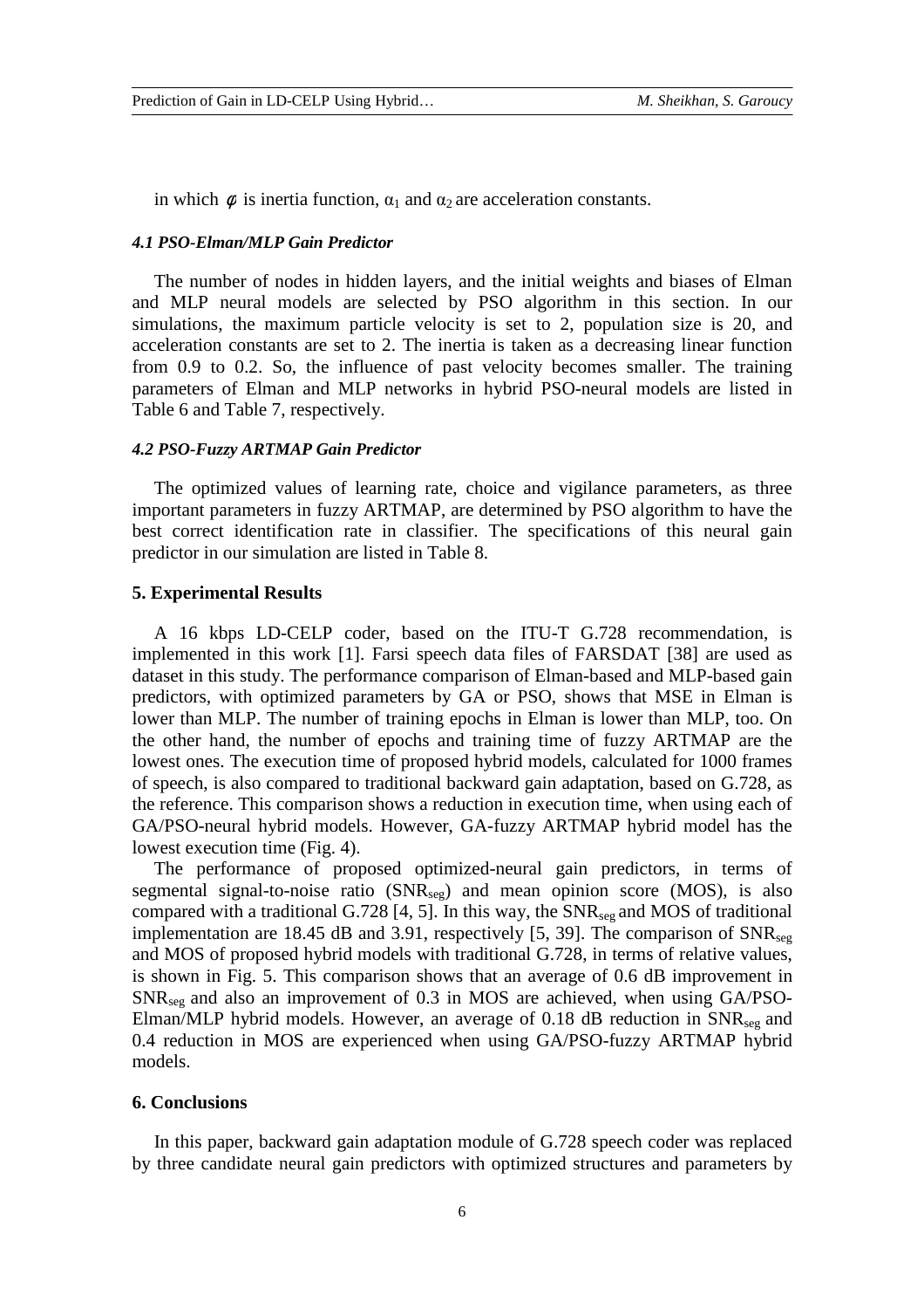in which $\phi$ is inertia function, $\alpha_1$ and $\alpha_2$ are acceleration constants.

#### *4.1 PSO-Elman/MLP Gain Predictor*

The number of nodes in hidden layers, and the initial weights and biases of Elman and MLP neural models are selected by PSO algorithm in this section. In our simulations, the maximum particle velocity is set to 2, population size is 20, and acceleration constants are set to 2. The inertia is taken as a decreasing linear function from 0.9 to 0.2. So, the influence of past velocity becomes smaller. The training parameters of Elman and MLP networks in hybrid PSO-neural models are listed in Table 6 and Table 7, respectively.

#### *4.2 PSO-Fuzzy ARTMAP Gain Predictor*

The optimized values of learning rate, choice and vigilance parameters, as three important parameters in fuzzy ARTMAP, are determined by PSO algorithm to have the best correct identification rate in classifier. The specifications of this neural gain predictor in our simulation are listed in Table 8.

### 5. Experimental Results

A 16 kbps LD-CELP coder, based on the ITU-T G.728 recommendation, is implemented in this work [1]. Farsi speech data files of FARSDAT [38] are used as dataset in this study. The performance comparison of Elman-based and MLP-based gain predictors, with optimized parameters by GA or PSO, shows that MSE in Elman is lower than MLP. The number of training epochs in Elman is lower than MLP, too. On the other hand, the number of epochs and training time of fuzzy ARTMAP are the lowest ones. The execution time of proposed hybrid models, calculated for 1000 frames of speech, is also compared to traditional backward gain adaptation, based on G.728, as the reference. This comparison shows a reduction in execution time, when using each of GA/PSO-neural hybrid models. However, GA-fuzzy ARTMAP hybrid model has the lowest execution time (Fig. 4).

The performance of proposed optimized-neural gain predictors, in terms of segmental signal-to-noise ratio ($SNR_{seg}$) and mean opinion score (MOS), is also compared with a traditional G.728 [4, 5]. In this way, the $SNR_{seg}$ and MOS of traditional implementation are 18.45 dB and 3.91, respectively [5, 39]. The comparison of $SNR_{seg}$ and MOS of proposed hybrid models with traditional G.728, in terms of relative values, is shown in Fig. 5. This comparison shows that an average of 0.6 dB improvement in $SNR_{seg}$ and also an improvement of 0.3 in MOS are achieved, when using GA/PSO-Elman/MLP hybrid models. However, an average of 0.18 dB reduction in $SNR_{seg}$ and 0.4 reduction in MOS are experienced when using GA/PSO-fuzzy ARTMAP hybrid models.

### 6. Conclusions

In this paper, backward gain adaptation module of G.728 speech coder was replaced by three candidate neural gain predictors with optimized structures and parameters by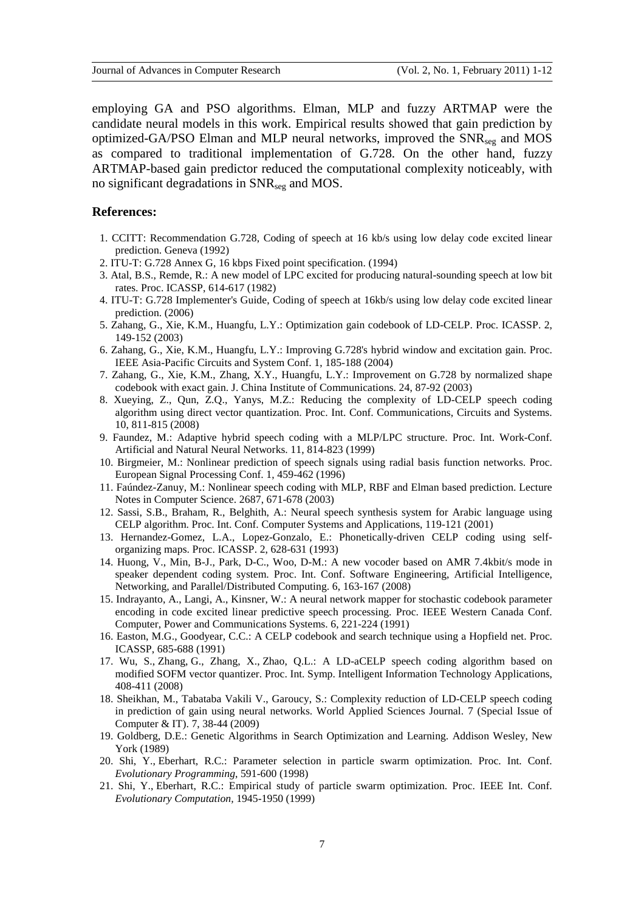employing GA and PSO algorithms. Elman, MLP and fuzzy ARTMAP were the candidate neural models in this work. Empirical results showed that gain prediction by optimized-GA/PSO Elman and MLP neural networks, improved the $SNR_{seg}$ and MOS as compared to traditional implementation of G.728. On the other hand, fuzzy ARTMAP-based gain predictor reduced the computational complexity noticeably, with no significant degradations in $SNR_{seg}$ and MOS.

## References:

1. CCITT: Recommendation G.728, Coding of speech at 16 kb/s using low delay code excited linear prediction. Geneva (1992)
2. ITU-T: G.728 Annex G, 16 kbps Fixed point specification. (1994)
3. Atal, B.S., Remde, R.: A new model of LPC excited for producing natural-sounding speech at low bit rates. Proc. ICASSP, 614-617 (1982)
4. ITU-T: G.728 Implementer's Guide, Coding of speech at 16kb/s using low delay code excited linear prediction. (2006)
5. Zahang, G., Xie, K.M., Huangfu, L.Y.: Optimization gain codebook of LD-CELP. Proc. ICASSP. 2, 149-152 (2003)
6. Zahang, G., Xie, K.M., Huangfu, L.Y.: Improving G.728's hybrid window and excitation gain. Proc. IEEE Asia-Pacific Circuits and System Conf. 1, 185-188 (2004)
7. Zahang, G., Xie, K.M., Zhang, X.Y., Huangfu, L.Y.: Improvement on G.728 by normalized shape codebook with exact gain. J. China Institute of Communications. 24, 87-92 (2003)
8. Xueying, Z., Qun, Z.Q., Yanys, M.Z.: Reducing the complexity of LD-CELP speech coding algorithm using direct vector quantization. Proc. Int. Conf. Communications, Circuits and Systems. 10, 811-815 (2008)
9. Faundez, M.: Adaptive hybrid speech coding with a MLP/LPC structure. Proc. Int. Work-Conf. Artificial and Natural Neural Networks. 11, 814-823 (1999)
10. Birgmeier, M.: Nonlinear prediction of speech signals using radial basis function networks. Proc. European Signal Processing Conf. 1, 459-462 (1996)
11. Faúndez-Zanuy, M.: Nonlinear speech coding with MLP, RBF and Elman based prediction. Lecture Notes in Computer Science. 2687, 671-678 (2003)
12. Sassi, S.B., Braham, R., Belghith, A.: Neural speech synthesis system for Arabic language using CELP algorithm. Proc. Int. Conf. Computer Systems and Applications, 119-121 (2001)
13. Hernandez-Gomez, L.A., Lopez-Gonzalo, E.: Phonetically-driven CELP coding using self-organizing maps. Proc. ICASSP. 2, 628-631 (1993)
14. Huong, V., Min, B-J., Park, D-C., Woo, D-M.: A new vocoder based on AMR 7.4kbit/s mode in speaker dependent coding system. Proc. Int. Conf. Software Engineering, Artificial Intelligence, Networking, and Parallel/Distributed Computing. 6, 163-167 (2008)
15. Indrayanto, A., Langi, A., Kinsner, W.: A neural network mapper for stochastic codebook parameter encoding in code excited linear predictive speech processing. Proc. IEEE Western Canada Conf. Computer, Power and Communications Systems. 6, 221-224 (1991)
16. Easton, M.G., Goodyear, C.C.: A CELP codebook and search technique using a Hopfield net. Proc. ICASSP, 685-688 (1991)
17. Wu, S., Zhang, G., Zhang, X., Zhao, Q.L.: A LD-aCELP speech coding algorithm based on modified SOFM vector quantizer. Proc. Int. Symp. Intelligent Information Technology Applications, 408-411 (2008)
18. Sheikhan, M., Tabataba Vakili V., Garoucy, S.: Complexity reduction of LD-CELP speech coding in prediction of gain using neural networks. World Applied Sciences Journal. 7 (Special Issue of Computer & IT). 7, 38-44 (2009)
19. Goldberg, D.E.: Genetic Algorithms in Search Optimization and Learning. Addison Wesley, New York (1989)
20. Shi, Y., Eberhart, R.C.: Parameter selection in particle swarm optimization. Proc. Int. Conf. *Evolutionary Programming*, 591-600 (1998)
21. Shi, Y., Eberhart, R.C.: Empirical study of particle swarm optimization. Proc. IEEE Int. Conf. *Evolutionary Computation*, 1945-1950 (1999)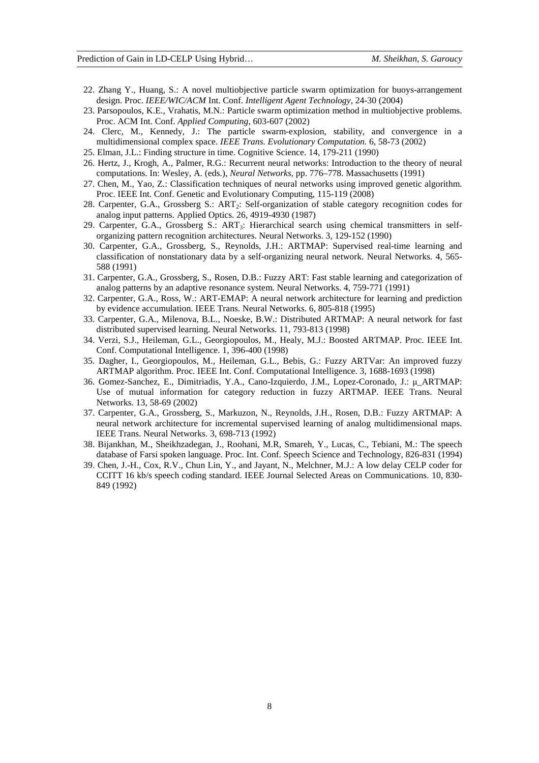22. Zhang Y., Huang, S.: A novel multiobjective particle swarm optimization for buoys-arrangement design. Proc. *IEEE/WIC/ACM* Int. Conf. *Intelligent Agent Technology*, 24-30 (2004)
23. Parsopoulos, K.E., Vrahatis, M.N.: Particle swarm optimization method in multiobjective problems. Proc. ACM Int. Conf. *Applied Computing*, 603-607 (2002)
24. Clerc, M., Kennedy, J.: The particle swarm-explosion, stability, and convergence in a multidimensional complex space. *IEEE Trans. Evolutionary Computation.* 6, 58-73 (2002)
25. Elman, J.L.: Finding structure in time. Cognitive Science. 14, 179-211 (1990)
26. Hertz, J., Krogh, A., Palmer, R.G.: Recurrent neural networks: Introduction to the theory of neural computations. In: Wesley, A. (eds.), *Neural Networks*, pp. 776–778. Massachusetts (1991)
27. Chen, M., Yao, Z.: Classification techniques of neural networks using improved genetic algorithm. Proc. IEEE Int. Conf. Genetic and Evolutionary Computing, 115-119 (2008)
28. Carpenter, G.A., Grossberg S.: $ART_2$: Self-organization of stable category recognition codes for analog input patterns. Applied Optics. 26, 4919-4930 (1987)
29. Carpenter, G.A., Grossberg S.: $ART_3$: Hierarchical search using chemical transmitters in self-organizing pattern recognition architectures. Neural Networks. 3, 129-152 (1990)
30. Carpenter, G.A., Grossberg, S., Reynolds, J.H.: ARTMAP: Supervised real-time learning and classification of nonstationary data by a self-organizing neural network. Neural Networks. 4, 565-588 (1991)
31. Carpenter, G.A., Grossberg, S., Rosen, D.B.: Fuzzy ART: Fast stable learning and categorization of analog patterns by an adaptive resonance system. Neural Networks. 4, 759-771 (1991)
32. Carpenter, G.A., Ross, W.: ART-EMAP: A neural network architecture for learning and prediction by evidence accumulation. IEEE Trans. Neural Networks. 6, 805-818 (1995)
33. Carpenter, G.A., Milenova, B.L., Noeske, B.W.: Distributed ARTMAP: A neural network for fast distributed supervised learning. Neural Networks. 11, 793-813 (1998)
34. Verzi, S.J., Heileman, G.L., Georgiopoulos, M., Healy, M.J.: Boosted ARTMAP. Proc. IEEE Int. Conf. Computational Intelligence. 1, 396-400 (1998)
35. Dagher, I., Georgiopoulos, M., Heileman, G.L., Bebis, G.: Fuzzy ARTVar: An improved fuzzy ARTMAP algorithm. Proc. IEEE Int. Conf. Computational Intelligence. 3, 1688-1693 (1998)
36. Gomez-Sanchez, E., Dimitriadis, Y.A., Cano-Izquierdo, J.M., Lopez-Coronado, J.: μ_ARTMAP: Use of mutual information for category reduction in fuzzy ARTMAP. IEEE Trans. Neural Networks. 13, 58-69 (2002)
37. Carpenter, G.A., Grossberg, S., Markuzon, N., Reynolds, J.H., Rosen, D.B.: Fuzzy ARTMAP: A neural network architecture for incremental supervised learning of analog multidimensional maps. IEEE Trans. Neural Networks. 3, 698-713 (1992)
38. Bijankhan, M., Sheikhzadegan, J., Roohani, M.R, Smareh, Y., Lucas, C., Tebiani, M.: The speech database of Farsi spoken language. Proc. Int. Conf. Speech Science and Technology, 826-831 (1994)
39. Chen, J.-H., Cox, R.V., Chun Lin, Y., and Jayant, N., Melchner, M.J.: A low delay CELP coder for CCITT 16 kb/s speech coding standard. IEEE Journal Selected Areas on Communications. 10, 830-849 (1992)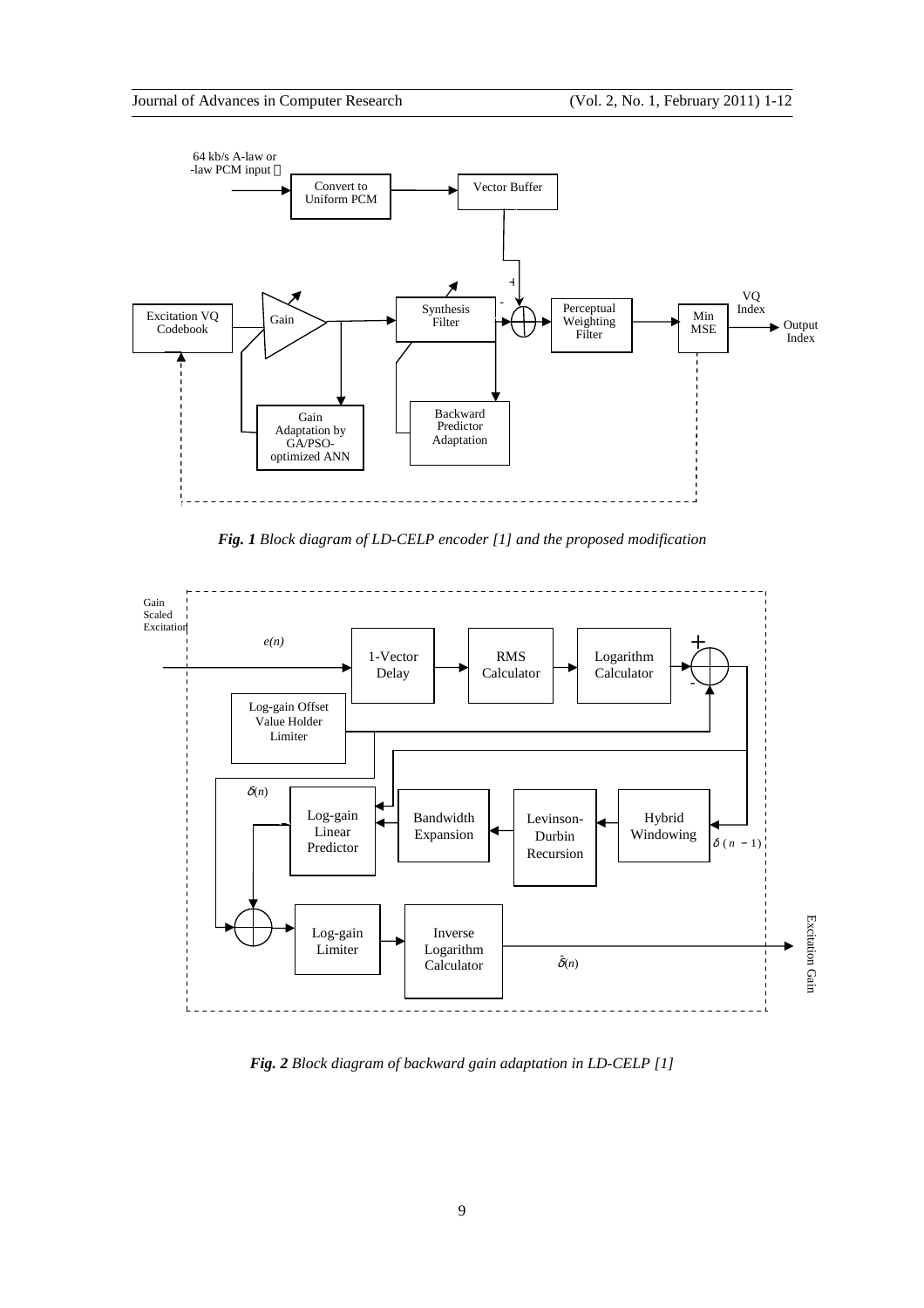*Fig. 1 Block diagram of LD-CELP encoder [1] and the proposed modification*

*Fig. 2 Block diagram of backward gain adaptation in LD-CELP [1]*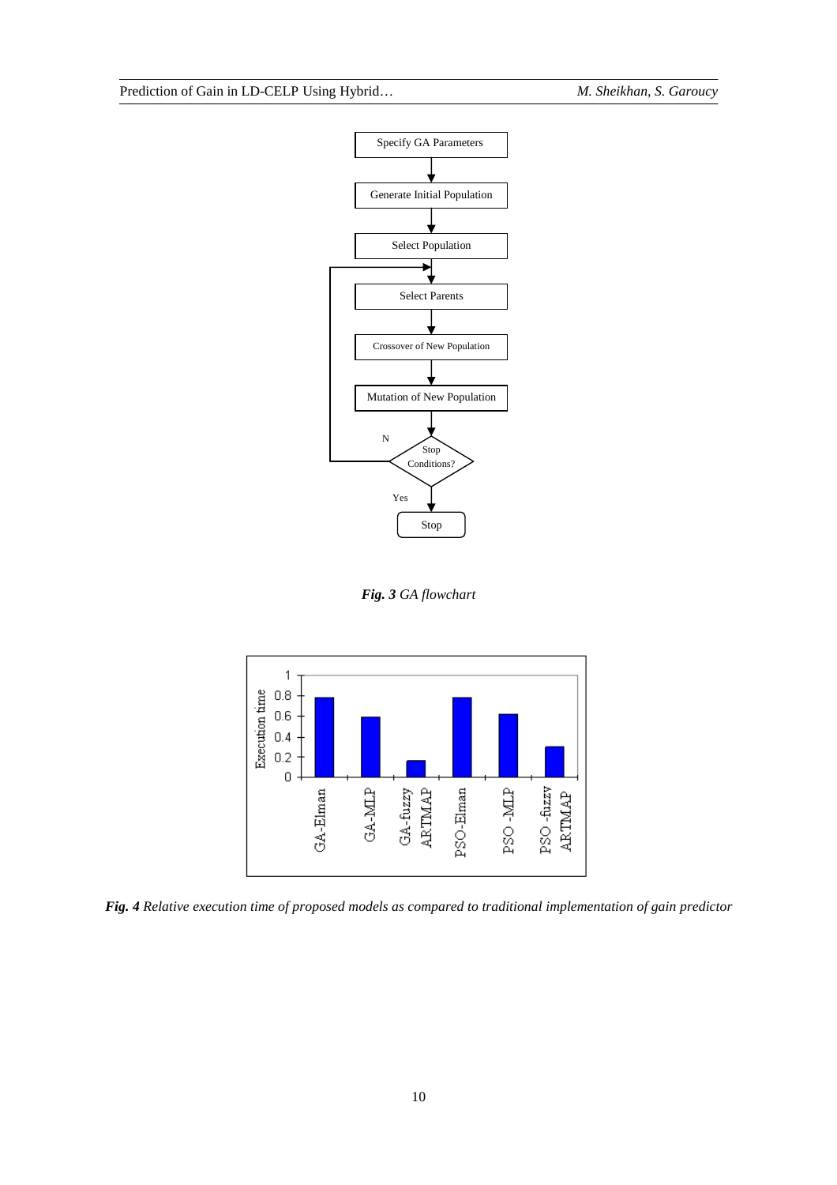*Fig. 3* GA flowchart

*Fig. 4* Relative execution time of proposed models as compared to traditional implementation of gain predictor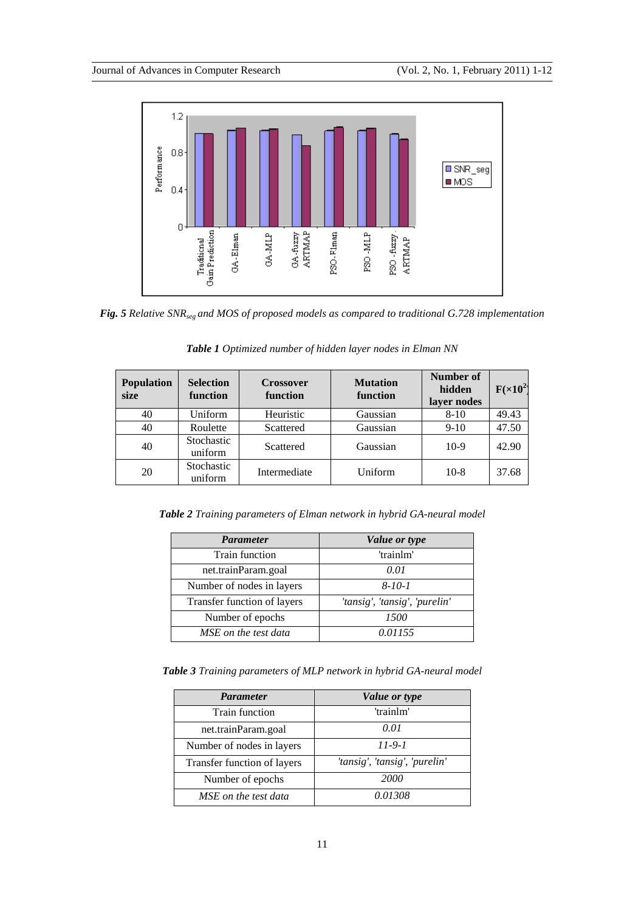*Fig. 5 Relative $SNR_{seg}$ and MOS of proposed models as compared to traditional G.728 implementation*

*Table 1 Optimized number of hidden layer nodes in Elman NN*

| Population size | Selection function | Crossover function | Mutation function | Number of hidden layer nodes | $F(\times 10^2)$ |
|---|---|---|---|---|---|
| 40 | Uniform | Heuristic | Gaussian | 8-10 | 49.43 |
| 40 | Roulette | Scattered | Gaussian | 9-10 | 47.50 |
| 40 | Stochastic uniform | Scattered | Gaussian | 10-9 | 42.90 |
| 20 | Stochastic uniform | Intermediate | Uniform | 10-8 | 37.68 |

*Table 2 Training parameters of Elman network in hybrid GA-neural model*

| *Parameter* | *Value or type* |
|---|---|
| Train function | 'trainlm' |
| net.trainParam.goal | *0.01* |
| Number of nodes in layers | *8-10-1* |
| Transfer function of layers | *'tansig', 'tansig', 'purelin'* |
| Number of epochs | *1500* |
| *MSE on the test data* | *0.01155* |

*Table 3 Training parameters of MLP network in hybrid GA-neural model*

| *Parameter* | *Value or type* |
|---|---|
| Train function | 'trainlm' |
| net.trainParam.goal | *0.01* |
| Number of nodes in layers | *11-9-1* |
| Transfer function of layers | *'tansig', 'tansig', 'purelin'* |
| Number of epochs | *2000* |
| *MSE on the test data* | *0.01308* |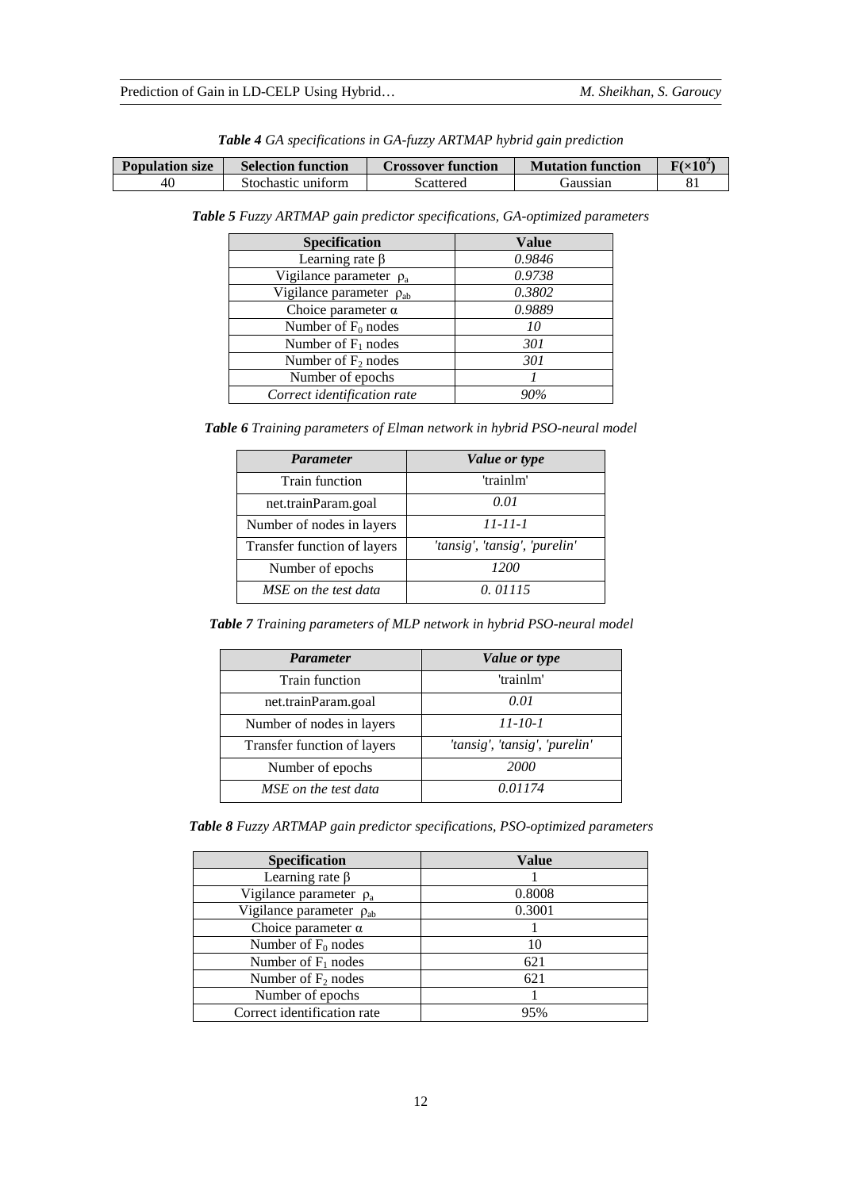***Table 4*** *GA specifications in GA-fuzzy ARTMAP hybrid gain prediction*

| Population size | Selection function | Crossover function | Mutation function | $F(\times 10^2)$ |
|---|---|---|---|---|
| 40 | Stochastic uniform | Scattered | Gaussian | 81 |

***Table 5*** *Fuzzy ARTMAP gain predictor specifications, GA-optimized parameters*

| Specification | Value |
|---|---|
| Learning rate $\beta$ | *0.9846* |
| Vigilance parameter $\rho_a$ | *0.9738* |
| Vigilance parameter $\rho_{ab}$ | *0.3802* |
| Choice parameter $\alpha$ | *0.9889* |
| Number of $F_0$ nodes | *10* |
| Number of $F_1$ nodes | *301* |
| Number of $F_2$ nodes | *301* |
| Number of epochs | *1* |
| *Correct identification rate* | *90%* |

***Table 6*** *Training parameters of Elman network in hybrid PSO-neural model*

| *Parameter* | *Value or type* |
|---|---|
| Train function | 'trainlm' |
| net.trainParam.goal | *0.01* |
| Number of nodes in layers | *11-11-1* |
| Transfer function of layers | *'tansig', 'tansig', 'purelin'* |
| Number of epochs | *1200* |
| *MSE on the test data* | *0. 01115* |

***Table 7*** *Training parameters of MLP network in hybrid PSO-neural model*

| *Parameter* | *Value or type* |
|---|---|
| Train function | 'trainlm' |
| net.trainParam.goal | *0.01* |
| Number of nodes in layers | *11-10-1* |
| Transfer function of layers | *'tansig', 'tansig', 'purelin'* |
| Number of epochs | *2000* |
| *MSE on the test data* | *0.01174* |

***Table 8*** *Fuzzy ARTMAP gain predictor specifications, PSO-optimized parameters*

| Specification | Value |
|---|---|
| Learning rate $\beta$ | 1 |
| Vigilance parameter $\rho_a$ | 0.8008 |
| Vigilance parameter $\rho_{ab}$ | 0.3001 |
| Choice parameter $\alpha$ | 1 |
| Number of $F_0$ nodes | 10 |
| Number of $F_1$ nodes | 621 |
| Number of $F_2$ nodes | 621 |
| Number of epochs | 1 |
| Correct identification rate | 95% |